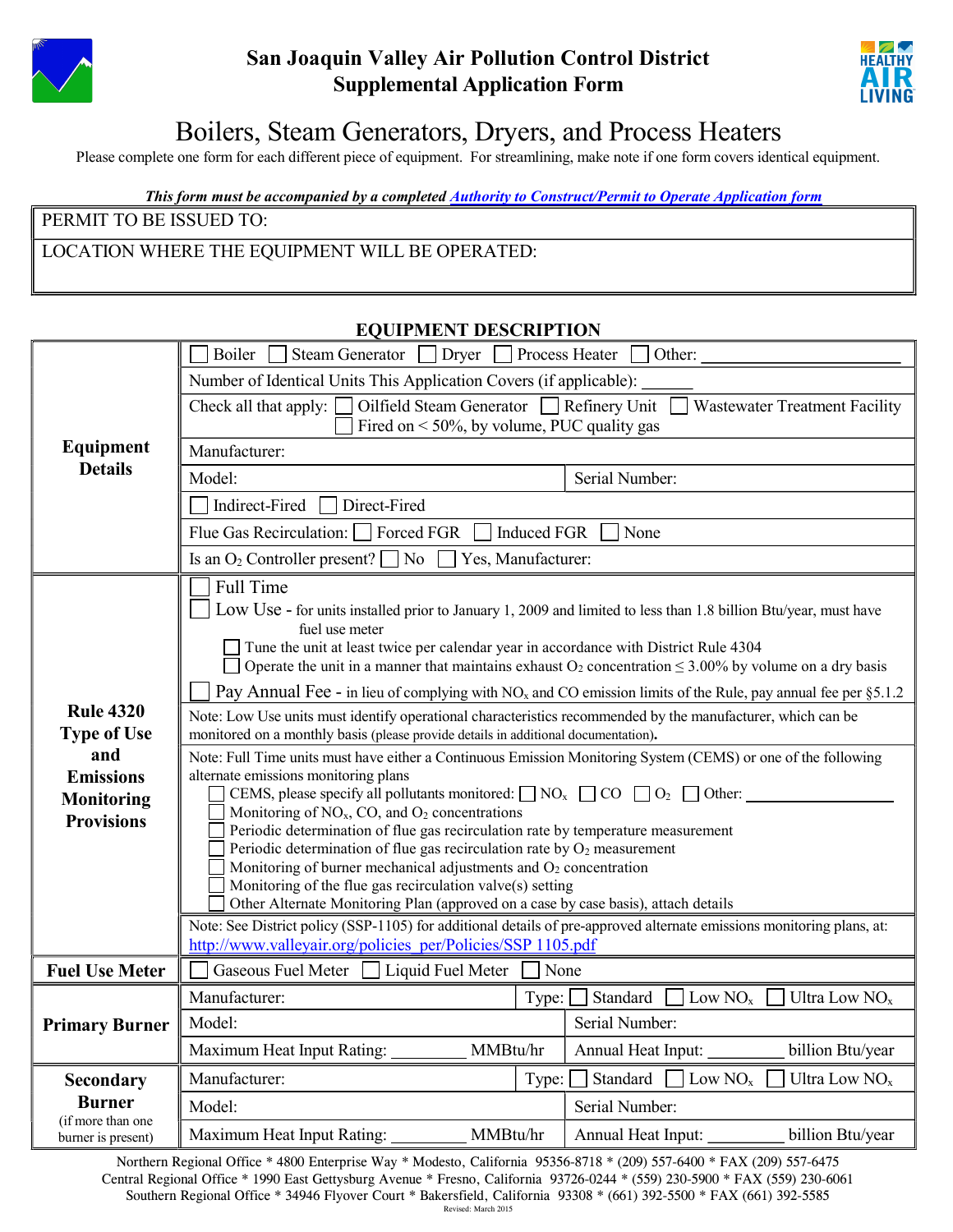# San Joaquin Valley Air Pollution Control District
## Supplemental Application Form

# Boilers, Steam Generators, Dryers, and Process Heaters

Please complete one form for each different piece of equipment. For streamlining, make note if one form covers identical equipment.

***This form must be accompanied by a completed Authority to Construct/Permit to Operate Application form***

| PERMIT TO BE ISSUED TO: |
|---|
| LOCATION WHERE THE EQUIPMENT WILL BE OPERATED: |

## EQUIPMENT DESCRIPTION

| | | |
|---|---|---|
| **Equipment Details** | ☐ Boiler ☐ Steam Generator ☐ Dryer ☐ Process Heater ☐ Other: ____________ | |
| | Number of Identical Units This Application Covers (if applicable): ______ | |
| | Check all that apply: ☐ Oilfield Steam Generator ☐ Refinery Unit ☐ Wastewater Treatment Facility ☐ Fired on < 50%, by volume, PUC quality gas | |
| | Manufacturer: | |
| | Model: | Serial Number: |
| | ☐ Indirect-Fired ☐ Direct-Fired | |
| | Flue Gas Recirculation: ☐ Forced FGR ☐ Induced FGR ☐ None | |
| | Is an $O_2$ Controller present? ☐ No ☐ Yes, Manufacturer: | |
| **Rule 4320 Type of Use and Emissions Monitoring Provisions** | ☐ Full Time<br>☐ Low Use - for units installed prior to January 1, 2009 and limited to less than 1.8 billion Btu/year, must have fuel use meter<br>☐ Tune the unit at least twice per calendar year in accordance with District Rule 4304<br>☐ Operate the unit in a manner that maintains exhaust $O_2$ concentration ≤ 3.00% by volume on a dry basis<br>☐ Pay Annual Fee - in lieu of complying with $NO_x$ and CO emission limits of the Rule, pay annual fee per §5.1.2 | |
| | Note: Low Use units must identify operational characteristics recommended by the manufacturer, which can be monitored on a monthly basis (please provide details in additional documentation). | |
| | Note: Full Time units must have either a Continuous Emission Monitoring System (CEMS) or one of the following alternate emissions monitoring plans<br>☐ CEMS, please specify all pollutants monitored: ☐ $NO_x$ ☐ CO ☐ $O_2$ ☐ Other: ____________<br>☐ Monitoring of $NO_x$, CO, and $O_2$ concentrations<br>☐ Periodic determination of flue gas recirculation rate by temperature measurement<br>☐ Periodic determination of flue gas recirculation rate by $O_2$ measurement<br>☐ Monitoring of burner mechanical adjustments and $O_2$ concentration<br>☐ Monitoring of the flue gas recirculation valve(s) setting<br>☐ Other Alternate Monitoring Plan (approved on a case by case basis), attach details | |
| | Note: See District policy (SSP-1105) for additional details of pre-approved alternate emissions monitoring plans, at: http://www.valleyair.org/policies_per/Policies/SSP 1105.pdf | |
| **Fuel Use Meter** | ☐ Gaseous Fuel Meter ☐ Liquid Fuel Meter ☐ None | |
| **Primary Burner** | Manufacturer: | Type: ☐ Standard ☐ Low $NO_x$ ☐ Ultra Low $NO_x$ |
| | Model: | Serial Number: |
| | Maximum Heat Input Rating: ________ MMBtu/hr | Annual Heat Input: ________ billion Btu/year |
| **Secondary Burner** (if more than one burner is present) | Manufacturer: | Type: ☐ Standard ☐ Low $NO_x$ ☐ Ultra Low $NO_x$ |
| | Model: | Serial Number: |
| | Maximum Heat Input Rating: ________ MMBtu/hr | Annual Heat Input: ________ billion Btu/year |

Northern Regional Office * 4800 Enterprise Way * Modesto, California 95356-8718 * (209) 557-6400 * FAX (209) 557-6475
Central Regional Office * 1990 East Gettysburg Avenue * Fresno, California 93726-0244 * (559) 230-5900 * FAX (559) 230-6061
Southern Regional Office * 34946 Flyover Court * Bakersfield, California 93308 * (661) 392-5500 * FAX (661) 392-5585

Revised: March 2015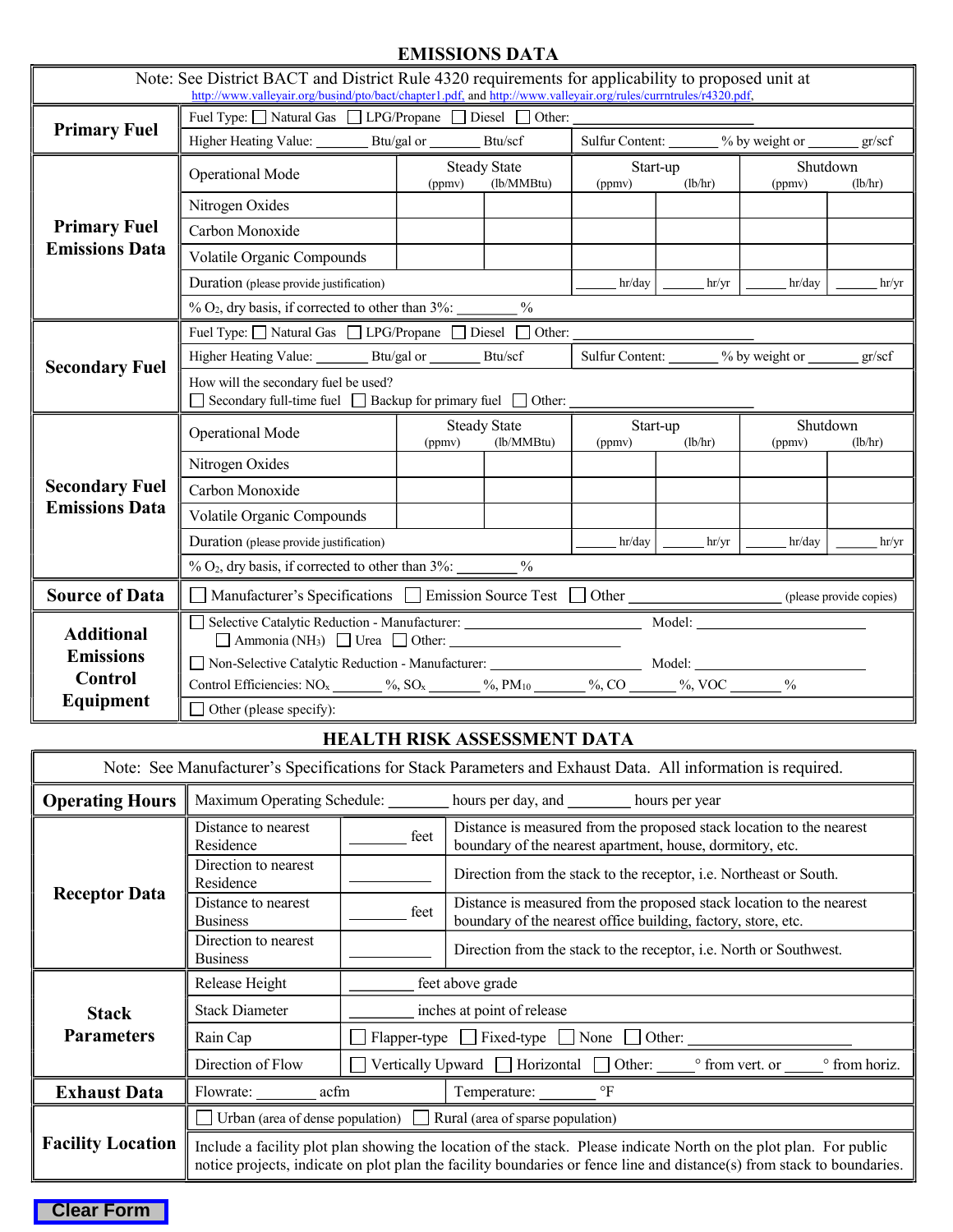## EMISSIONS DATA

Note: See District BACT and District Rule 4320 requirements for applicability to proposed unit at http://www.valleyair.org/busind/pto/bact/chapter1.pdf, and http://www.valleyair.org/rules/currntrules/r4320.pdf,

| | | | | | | | | |
|---|---|---|---|---|---|---|---|---|
| **Primary Fuel** | Fuel Type: ☐ Natural Gas ☐ LPG/Propane ☐ Diesel ☐ Other: | | | | | | | |
| | Higher Heating Value: _______ Btu/gal or _______ Btu/scf | | | Sulfur Content: _______ % by weight or _______ gr/scf | | | | |
| **Primary Fuel Emissions Data** | Operational Mode | Steady State (ppmv) | Steady State (lb/MMBtu) | Start-up (ppmv) | Start-up (lb/hr) | Shutdown (ppmv) | Shutdown (lb/hr) | |
| | Nitrogen Oxides | | | | | | | |
| | Carbon Monoxide | | | | | | | |
| | Volatile Organic Compounds | | | | | | | |
| | Duration (please provide justification) | | | _____ hr/day | _____ hr/yr | _____ hr/day | _____ hr/yr | |
| | % $O_2$, dry basis, if corrected to other than 3%: ________ % | | | | | | | |
| **Secondary Fuel** | Fuel Type: ☐ Natural Gas ☐ LPG/Propane ☐ Diesel ☐ Other: ____________________ | | | | | | | |
| | Higher Heating Value: _______ Btu/gal or _______ Btu/scf | | | Sulfur Content: _______ % by weight or _______ gr/scf | | | | |
| | How will the secondary fuel be used? ☐ Secondary full-time fuel ☐ Backup for primary fuel ☐ Other: ____________________ | | | | | | | |
| **Secondary Fuel Emissions Data** | Operational Mode | Steady State (ppmv) | Steady State (lb/MMBtu) | Start-up (ppmv) | Start-up (lb/hr) | Shutdown (ppmv) | Shutdown (lb/hr) | |
| | Nitrogen Oxides | | | | | | | |
| | Carbon Monoxide | | | | | | | |
| | Volatile Organic Compounds | | | | | | | |
| | Duration (please provide justification) | | | _____ hr/day | _____ hr/yr | _____ hr/day | _____ hr/yr | |
| | % $O_2$, dry basis, if corrected to other than 3%: ________ % | | | | | | | |
| **Source of Data** | ☐ Manufacturer's Specifications ☐ Emission Source Test ☐ Other ____________________ (please provide copies) | | | | | | | |
| **Additional Emissions Control Equipment** | ☐ Selective Catalytic Reduction - Manufacturer: ____________________ Model: ____________________ | | | | | | | |
| | ☐ Ammonia ($NH_3$) ☐ Urea ☐ Other: ____________________ | | | | | | | |
| | ☐ Non-Selective Catalytic Reduction - Manufacturer: ____________________ Model: ____________________ | | | | | | | |
| | Control Efficiencies: $NO_x$ _______ %, $SO_x$ _______ %, $PM_{10}$ _______ %, CO _______ %, VOC _______ % | | | | | | | |
| | ☐ Other (please specify): | | | | | | | |

## HEALTH RISK ASSESSMENT DATA

Note: See Manufacturer's Specifications for Stack Parameters and Exhaust Data. All information is required.

| | | | |
|---|---|---|---|
| **Operating Hours** | Maximum Operating Schedule: ________ hours per day, and ________ hours per year | | |
| **Receptor Data** | Distance to nearest Residence | ________ feet | Distance is measured from the proposed stack location to the nearest boundary of the nearest apartment, house, dormitory, etc. |
| | Direction to nearest Residence | ________ | Direction from the stack to the receptor, i.e. Northeast or South. |
| | Distance to nearest Business | ________ feet | Distance is measured from the proposed stack location to the nearest boundary of the nearest office building, factory, store, etc. |
| | Direction to nearest Business | ________ | Direction from the stack to the receptor, i.e. North or Southwest. |
| **Stack Parameters** | Release Height | ________ feet above grade | |
| | Stack Diameter | ________ inches at point of release | |
| | Rain Cap | ☐ Flapper-type ☐ Fixed-type ☐ None ☐ Other: ____________________ | |
| | Direction of Flow | ☐ Vertically Upward ☐ Horizontal ☐ Other: _____ ° from vert. or _____ ° from horiz. | |
| **Exhaust Data** | Flowrate: ________ acfm | Temperature: ________ °F | |
| **Facility Location** | ☐ Urban (area of dense population) ☐ Rural (area of sparse population) | | |
| | Include a facility plot plan showing the location of the stack. Please indicate North on the plot plan. For public notice projects, indicate on plot plan the facility boundaries or fence line and distance(s) from stack to boundaries. | | |

Clear Form